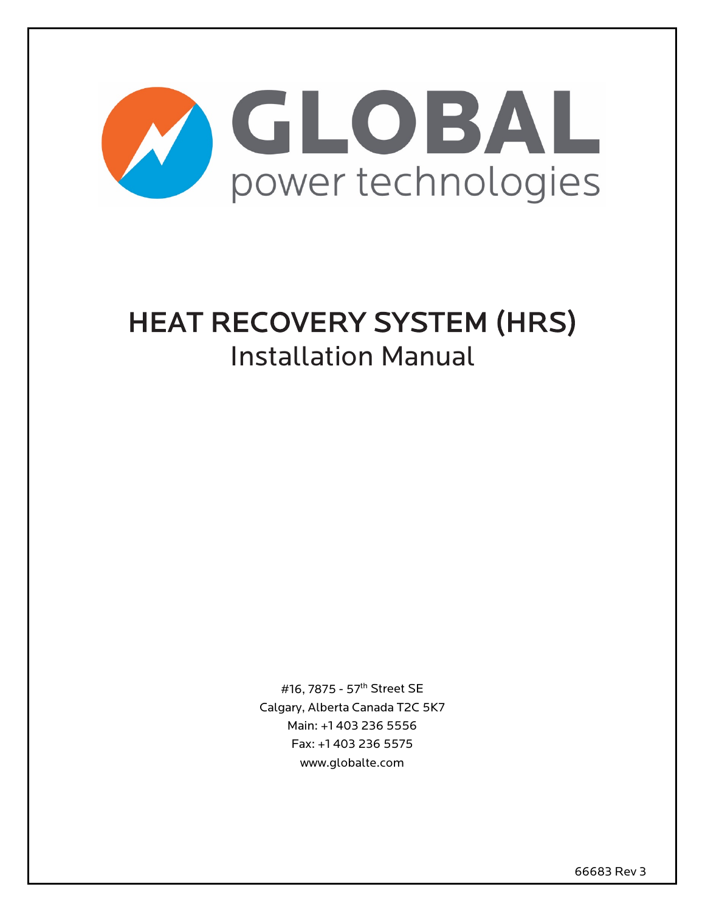GLOBAL
power technologies

# HEAT RECOVERY SYSTEM (HRS)

## Installation Manual

#16, 7875 - 57th Street SE
Calgary, Alberta Canada T2C 5K7
Main: +1 403 236 5556
Fax: +1 403 236 5575
www.globalte.com

66683 Rev 3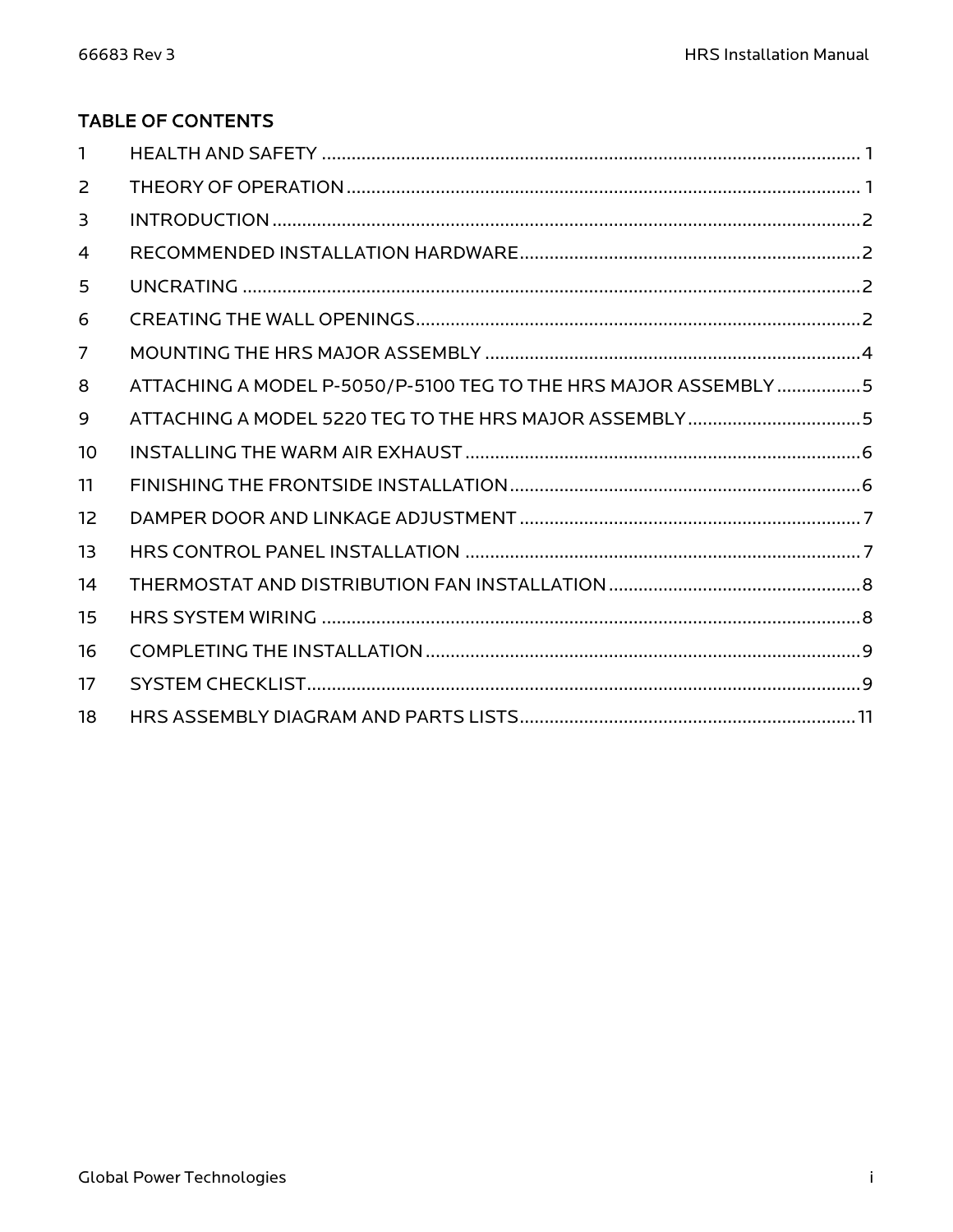## TABLE OF CONTENTS

| | | |
|---|---|---|
| 1 | HEALTH AND SAFETY | 1 |
| 2 | THEORY OF OPERATION | 1 |
| 3 | INTRODUCTION | 2 |
| 4 | RECOMMENDED INSTALLATION HARDWARE | 2 |
| 5 | UNCRATING | 2 |
| 6 | CREATING THE WALL OPENINGS | 2 |
| 7 | MOUNTING THE HRS MAJOR ASSEMBLY | 4 |
| 8 | ATTACHING A MODEL P-5050/P-5100 TEG TO THE HRS MAJOR ASSEMBLY | 5 |
| 9 | ATTACHING A MODEL 5220 TEG TO THE HRS MAJOR ASSEMBLY | 5 |
| 10 | INSTALLING THE WARM AIR EXHAUST | 6 |
| 11 | FINISHING THE FRONTSIDE INSTALLATION | 6 |
| 12 | DAMPER DOOR AND LINKAGE ADJUSTMENT | 7 |
| 13 | HRS CONTROL PANEL INSTALLATION | 7 |
| 14 | THERMOSTAT AND DISTRIBUTION FAN INSTALLATION | 8 |
| 15 | HRS SYSTEM WIRING | 8 |
| 16 | COMPLETING THE INSTALLATION | 9 |
| 17 | SYSTEM CHECKLIST | 9 |
| 18 | HRS ASSEMBLY DIAGRAM AND PARTS LISTS | 11 |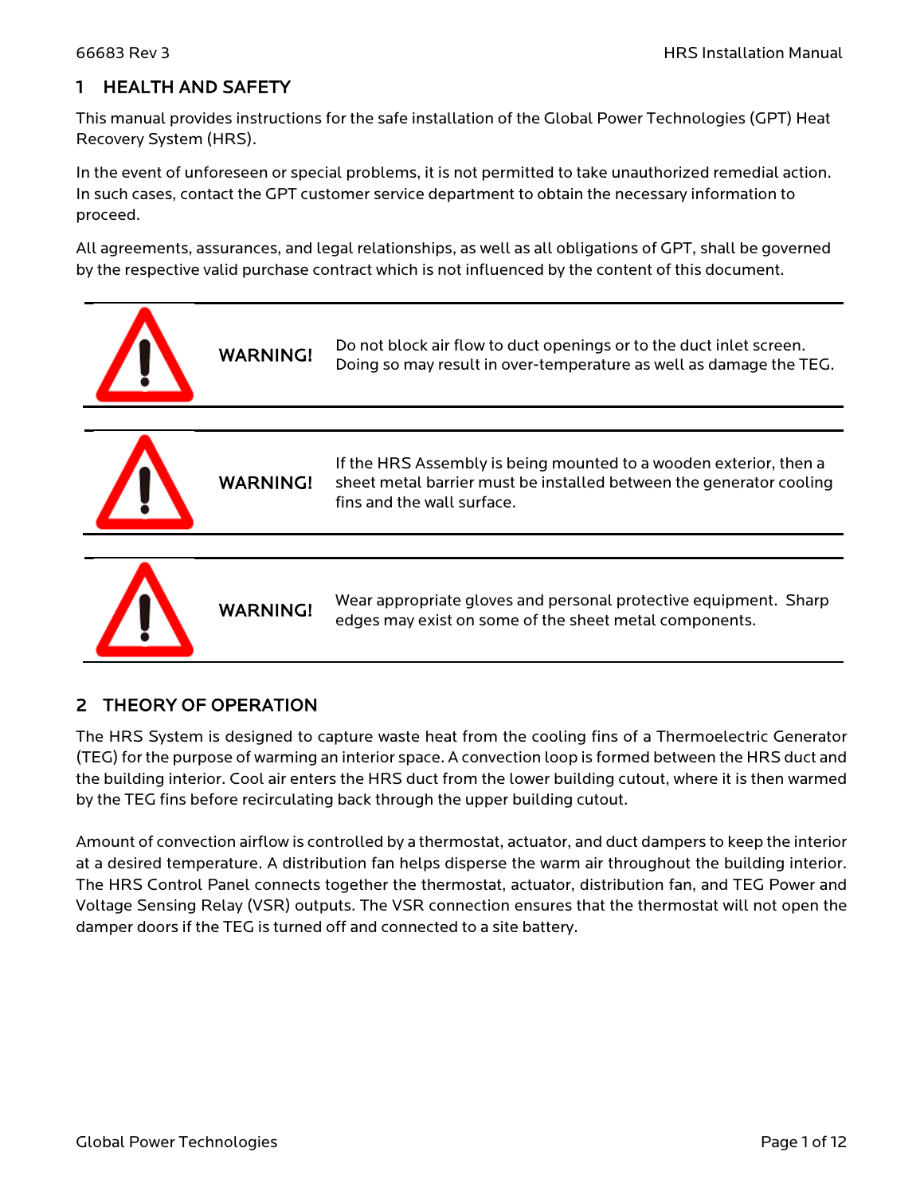# 1 HEALTH AND SAFETY

This manual provides instructions for the safe installation of the Global Power Technologies (GPT) Heat Recovery System (HRS).

In the event of unforeseen or special problems, it is not permitted to take unauthorized remedial action. In such cases, contact the GPT customer service department to obtain the necessary information to proceed.

All agreements, assurances, and legal relationships, as well as all obligations of GPT, shall be governed by the respective valid purchase contract which is not influenced by the content of this document.

| | | |
|---|---|---|
| ⚠ | **WARNING!** | Do not block air flow to duct openings or to the duct inlet screen. Doing so may result in over-temperature as well as damage the TEG. |

| | | |
|---|---|---|
| ⚠ | **WARNING!** | If the HRS Assembly is being mounted to a wooden exterior, then a sheet metal barrier must be installed between the generator cooling fins and the wall surface. |

| | | |
|---|---|---|
| ⚠ | **WARNING!** | Wear appropriate gloves and personal protective equipment. Sharp edges may exist on some of the sheet metal components. |

# 2 THEORY OF OPERATION

The HRS System is designed to capture waste heat from the cooling fins of a Thermoelectric Generator (TEG) for the purpose of warming an interior space. A convection loop is formed between the HRS duct and the building interior. Cool air enters the HRS duct from the lower building cutout, where it is then warmed by the TEG fins before recirculating back through the upper building cutout.

Amount of convection airflow is controlled by a thermostat, actuator, and duct dampers to keep the interior at a desired temperature. A distribution fan helps disperse the warm air throughout the building interior. The HRS Control Panel connects together the thermostat, actuator, distribution fan, and TEG Power and Voltage Sensing Relay (VSR) outputs. The VSR connection ensures that the thermostat will not open the damper doors if the TEG is turned off and connected to a site battery.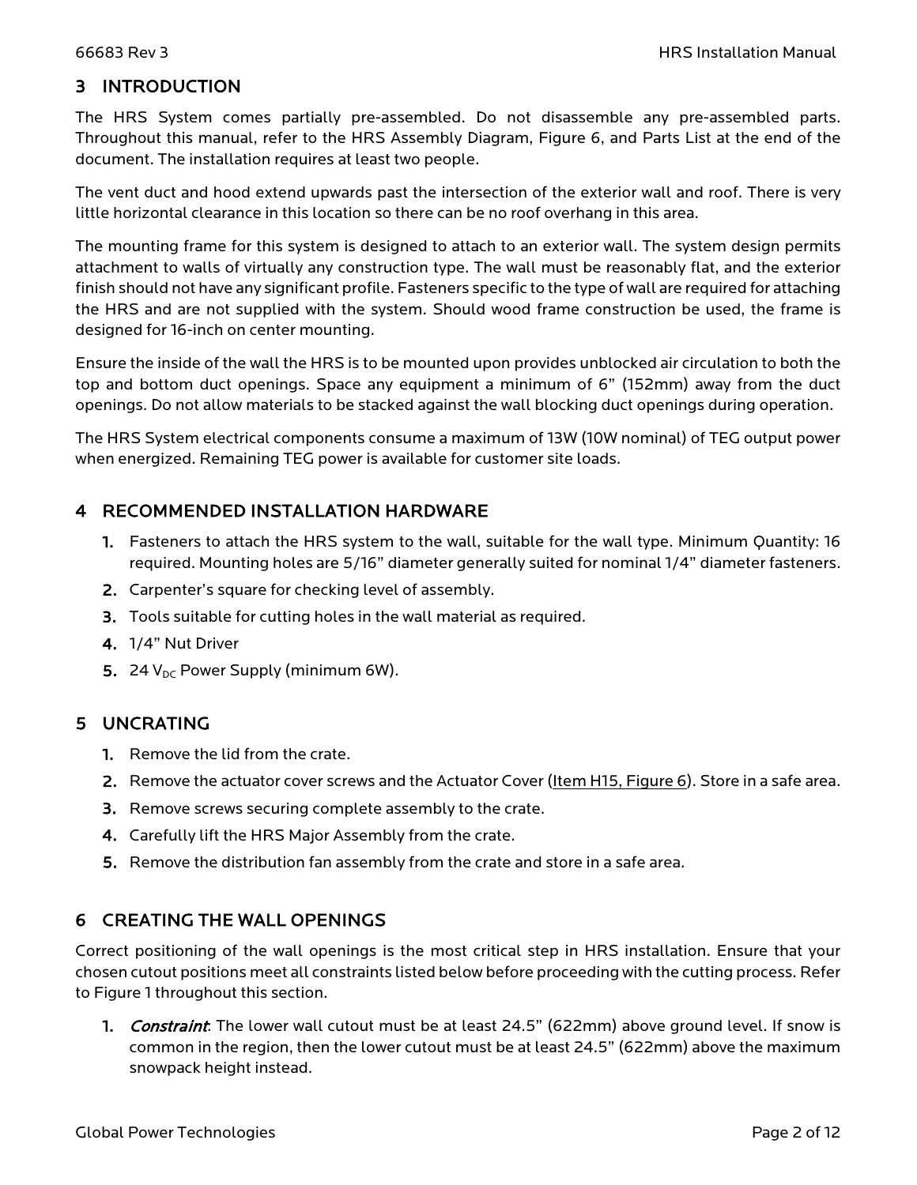## 3 INTRODUCTION

The HRS System comes partially pre-assembled. Do not disassemble any pre-assembled parts. Throughout this manual, refer to the HRS Assembly Diagram, Figure 6, and Parts List at the end of the document. The installation requires at least two people.

The vent duct and hood extend upwards past the intersection of the exterior wall and roof. There is very little horizontal clearance in this location so there can be no roof overhang in this area.

The mounting frame for this system is designed to attach to an exterior wall. The system design permits attachment to walls of virtually any construction type. The wall must be reasonably flat, and the exterior finish should not have any significant profile. Fasteners specific to the type of wall are required for attaching the HRS and are not supplied with the system. Should wood frame construction be used, the frame is designed for 16-inch on center mounting.

Ensure the inside of the wall the HRS is to be mounted upon provides unblocked air circulation to both the top and bottom duct openings. Space any equipment a minimum of 6" (152mm) away from the duct openings. Do not allow materials to be stacked against the wall blocking duct openings during operation.

The HRS System electrical components consume a maximum of 13W (10W nominal) of TEG output power when energized. Remaining TEG power is available for customer site loads.

## 4 RECOMMENDED INSTALLATION HARDWARE

1. Fasteners to attach the HRS system to the wall, suitable for the wall type. Minimum Quantity: 16 required. Mounting holes are 5/16" diameter generally suited for nominal 1/4" diameter fasteners.
2. Carpenter's square for checking level of assembly.
3. Tools suitable for cutting holes in the wall material as required.
4. 1/4" Nut Driver
5. 24 $V_{DC}$ Power Supply (minimum 6W).

## 5 UNCRATING

1. Remove the lid from the crate.
2. Remove the actuator cover screws and the Actuator Cover (Item H15, Figure 6). Store in a safe area.
3. Remove screws securing complete assembly to the crate.
4. Carefully lift the HRS Major Assembly from the crate.
5. Remove the distribution fan assembly from the crate and store in a safe area.

## 6 CREATING THE WALL OPENINGS

Correct positioning of the wall openings is the most critical step in HRS installation. Ensure that your chosen cutout positions meet all constraints listed below before proceeding with the cutting process. Refer to Figure 1 throughout this section.

1. *Constraint*: The lower wall cutout must be at least 24.5" (622mm) above ground level. If snow is common in the region, then the lower cutout must be at least 24.5" (622mm) above the maximum snowpack height instead.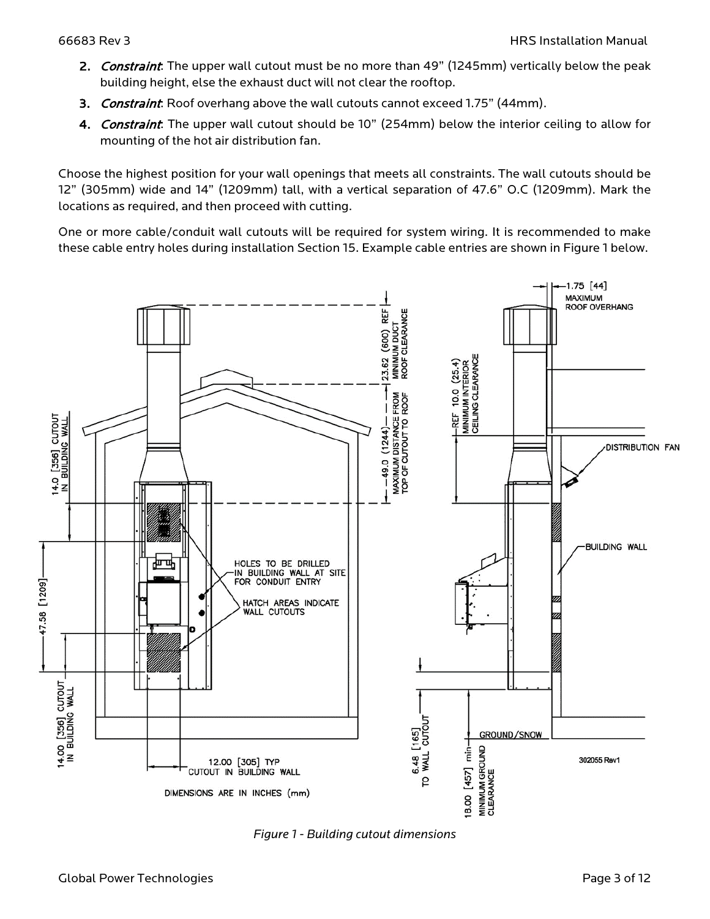2. *Constraint*: The upper wall cutout must be no more than 49" (1245mm) vertically below the peak building height, else the exhaust duct will not clear the rooftop.
3. *Constraint*: Roof overhang above the wall cutouts cannot exceed 1.75" (44mm).
4. *Constraint*: The upper wall cutout should be 10" (254mm) below the interior ceiling to allow for mounting of the hot air distribution fan.

Choose the highest position for your wall openings that meets all constraints. The wall cutouts should be 12" (305mm) wide and 14" (1209mm) tall, with a vertical separation of 47.6" O.C (1209mm). Mark the locations as required, and then proceed with cutting.

One or more cable/conduit wall cutouts will be required for system wiring. It is recommended to make these cable entry holes during installation Section 15. Example cable entries are shown in Figure 1 below.

*Figure 1 - Building cutout dimensions*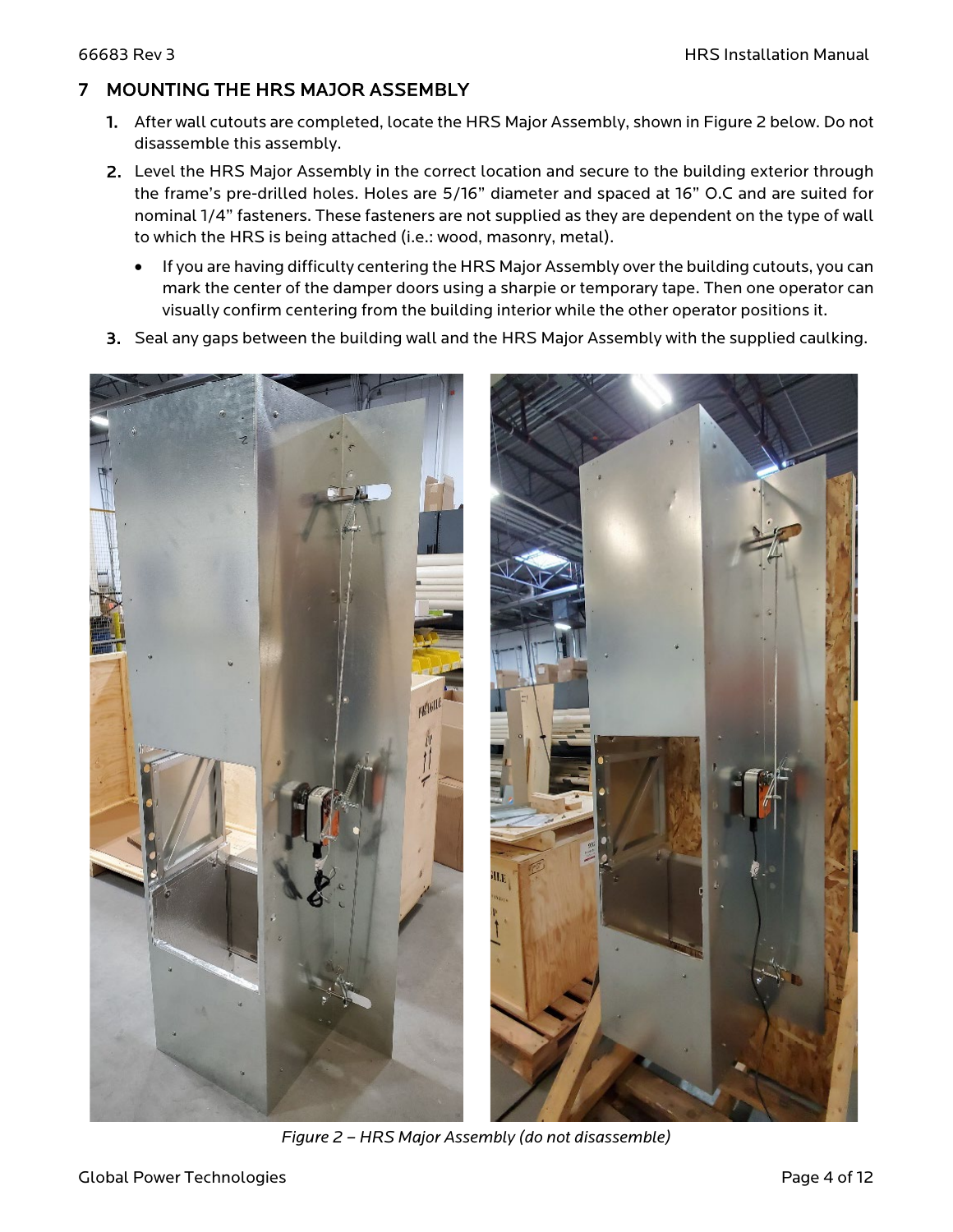## 7 MOUNTING THE HRS MAJOR ASSEMBLY

1. After wall cutouts are completed, locate the HRS Major Assembly, shown in Figure 2 below. Do not disassemble this assembly.
2. Level the HRS Major Assembly in the correct location and secure to the building exterior through the frame's pre-drilled holes. Holes are 5/16" diameter and spaced at 16" O.C and are suited for nominal 1/4" fasteners. These fasteners are not supplied as they are dependent on the type of wall to which the HRS is being attached (i.e.: wood, masonry, metal).
   - If you are having difficulty centering the HRS Major Assembly over the building cutouts, you can mark the center of the damper doors using a sharpie or temporary tape. Then one operator can visually confirm centering from the building interior while the other operator positions it.
3. Seal any gaps between the building wall and the HRS Major Assembly with the supplied caulking.

*Figure 2 – HRS Major Assembly (do not disassemble)*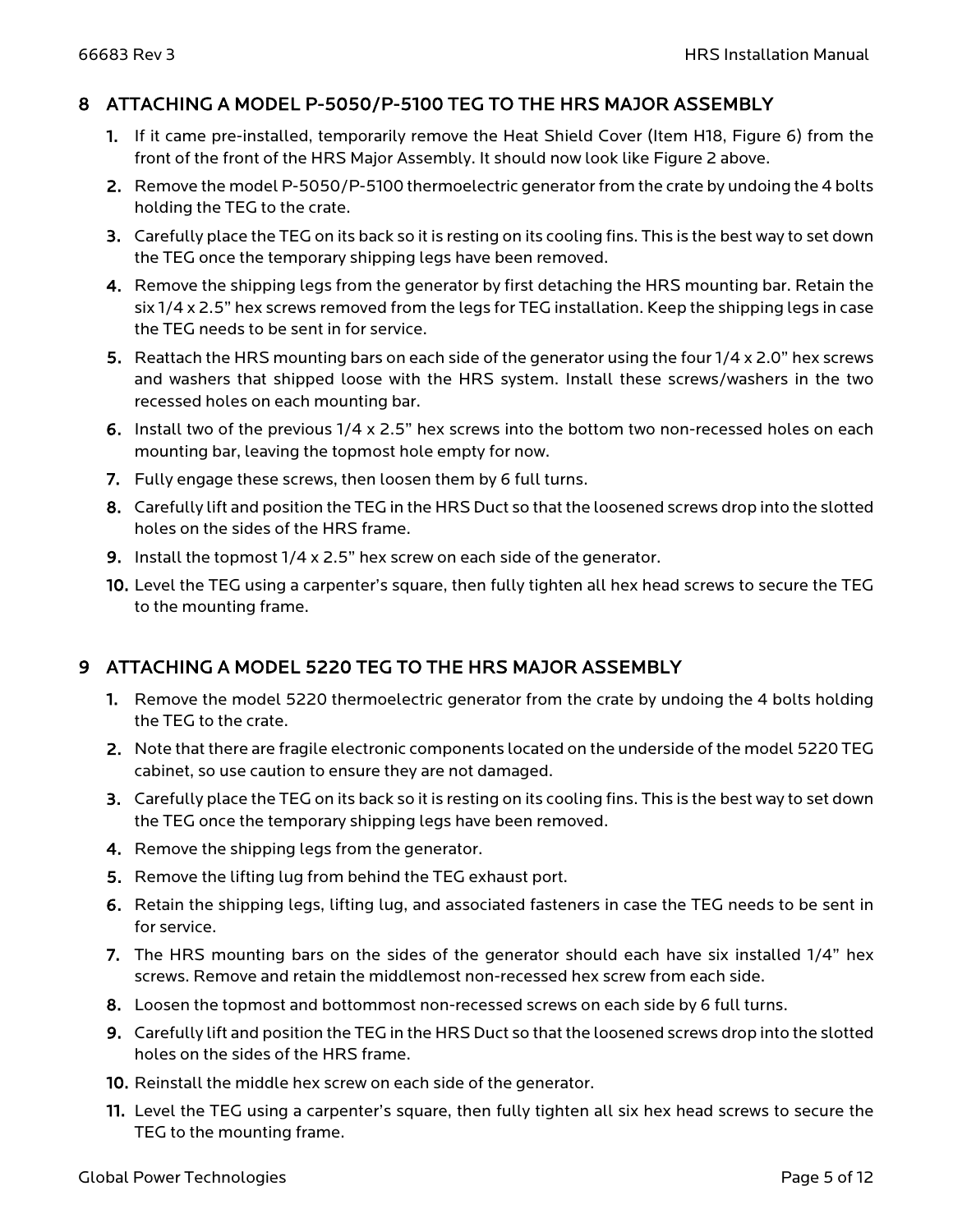## 8 ATTACHING A MODEL P-5050/P-5100 TEG TO THE HRS MAJOR ASSEMBLY

1. If it came pre-installed, temporarily remove the Heat Shield Cover (Item H18, Figure 6) from the front of the front of the HRS Major Assembly. It should now look like Figure 2 above.
2. Remove the model P-5050/P-5100 thermoelectric generator from the crate by undoing the 4 bolts holding the TEG to the crate.
3. Carefully place the TEG on its back so it is resting on its cooling fins. This is the best way to set down the TEG once the temporary shipping legs have been removed.
4. Remove the shipping legs from the generator by first detaching the HRS mounting bar. Retain the six 1/4 x 2.5" hex screws removed from the legs for TEG installation. Keep the shipping legs in case the TEG needs to be sent in for service.
5. Reattach the HRS mounting bars on each side of the generator using the four 1/4 x 2.0" hex screws and washers that shipped loose with the HRS system. Install these screws/washers in the two recessed holes on each mounting bar.
6. Install two of the previous 1/4 x 2.5" hex screws into the bottom two non-recessed holes on each mounting bar, leaving the topmost hole empty for now.
7. Fully engage these screws, then loosen them by 6 full turns.
8. Carefully lift and position the TEG in the HRS Duct so that the loosened screws drop into the slotted holes on the sides of the HRS frame.
9. Install the topmost 1/4 x 2.5" hex screw on each side of the generator.
10. Level the TEG using a carpenter's square, then fully tighten all hex head screws to secure the TEG to the mounting frame.

## 9 ATTACHING A MODEL 5220 TEG TO THE HRS MAJOR ASSEMBLY

1. Remove the model 5220 thermoelectric generator from the crate by undoing the 4 bolts holding the TEG to the crate.
2. Note that there are fragile electronic components located on the underside of the model 5220 TEG cabinet, so use caution to ensure they are not damaged.
3. Carefully place the TEG on its back so it is resting on its cooling fins. This is the best way to set down the TEG once the temporary shipping legs have been removed.
4. Remove the shipping legs from the generator.
5. Remove the lifting lug from behind the TEG exhaust port.
6. Retain the shipping legs, lifting lug, and associated fasteners in case the TEG needs to be sent in for service.
7. The HRS mounting bars on the sides of the generator should each have six installed 1/4" hex screws. Remove and retain the middlemost non-recessed hex screw from each side.
8. Loosen the topmost and bottommost non-recessed screws on each side by 6 full turns.
9. Carefully lift and position the TEG in the HRS Duct so that the loosened screws drop into the slotted holes on the sides of the HRS frame.
10. Reinstall the middle hex screw on each side of the generator.
11. Level the TEG using a carpenter's square, then fully tighten all six hex head screws to secure the TEG to the mounting frame.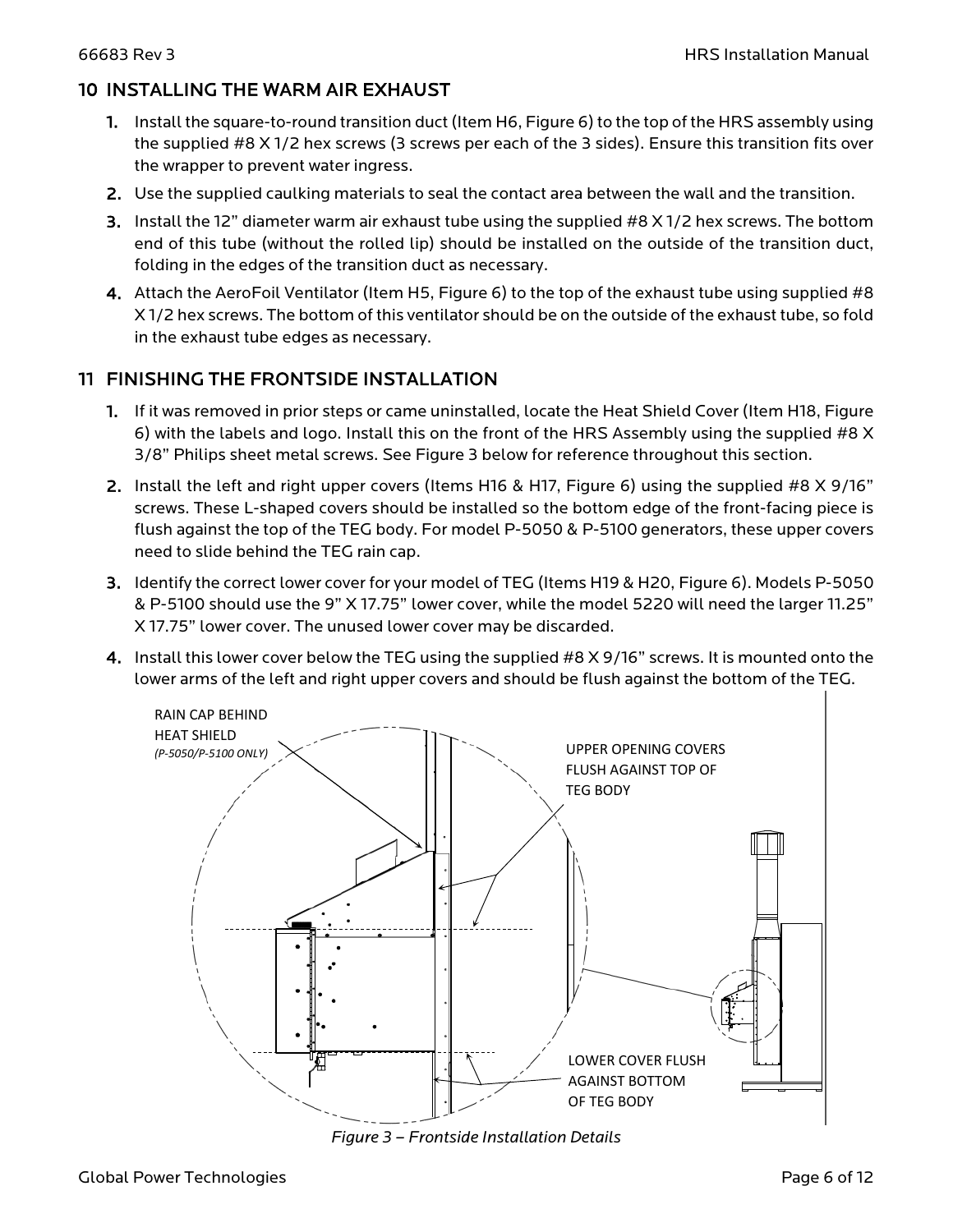## 10 INSTALLING THE WARM AIR EXHAUST

1. Install the square-to-round transition duct (Item H6, Figure 6) to the top of the HRS assembly using the supplied #8 X 1/2 hex screws (3 screws per each of the 3 sides). Ensure this transition fits over the wrapper to prevent water ingress.
2. Use the supplied caulking materials to seal the contact area between the wall and the transition.
3. Install the 12" diameter warm air exhaust tube using the supplied #8 X 1/2 hex screws. The bottom end of this tube (without the rolled lip) should be installed on the outside of the transition duct, folding in the edges of the transition duct as necessary.
4. Attach the AeroFoil Ventilator (Item H5, Figure 6) to the top of the exhaust tube using supplied #8 X 1/2 hex screws. The bottom of this ventilator should be on the outside of the exhaust tube, so fold in the exhaust tube edges as necessary.

## 11 FINISHING THE FRONTSIDE INSTALLATION

1. If it was removed in prior steps or came uninstalled, locate the Heat Shield Cover (Item H18, Figure 6) with the labels and logo. Install this on the front of the HRS Assembly using the supplied #8 X 3/8" Philips sheet metal screws. See Figure 3 below for reference throughout this section.
2. Install the left and right upper covers (Items H16 & H17, Figure 6) using the supplied #8 X 9/16" screws. These L-shaped covers should be installed so the bottom edge of the front-facing piece is flush against the top of the TEG body. For model P-5050 & P-5100 generators, these upper covers need to slide behind the TEG rain cap.
3. Identify the correct lower cover for your model of TEG (Items H19 & H20, Figure 6). Models P-5050 & P-5100 should use the 9" X 17.75" lower cover, while the model 5220 will need the larger 11.25" X 17.75" lower cover. The unused lower cover may be discarded.
4. Install this lower cover below the TEG using the supplied #8 X 9/16" screws. It is mounted onto the lower arms of the left and right upper covers and should be flush against the bottom of the TEG.

RAIN CAP BEHIND HEAT SHIELD *(P-5050/P-5100 ONLY)*

UPPER OPENING COVERS FLUSH AGAINST TOP OF TEG BODY

LOWER COVER FLUSH AGAINST BOTTOM OF TEG BODY

*Figure 3 – Frontside Installation Details*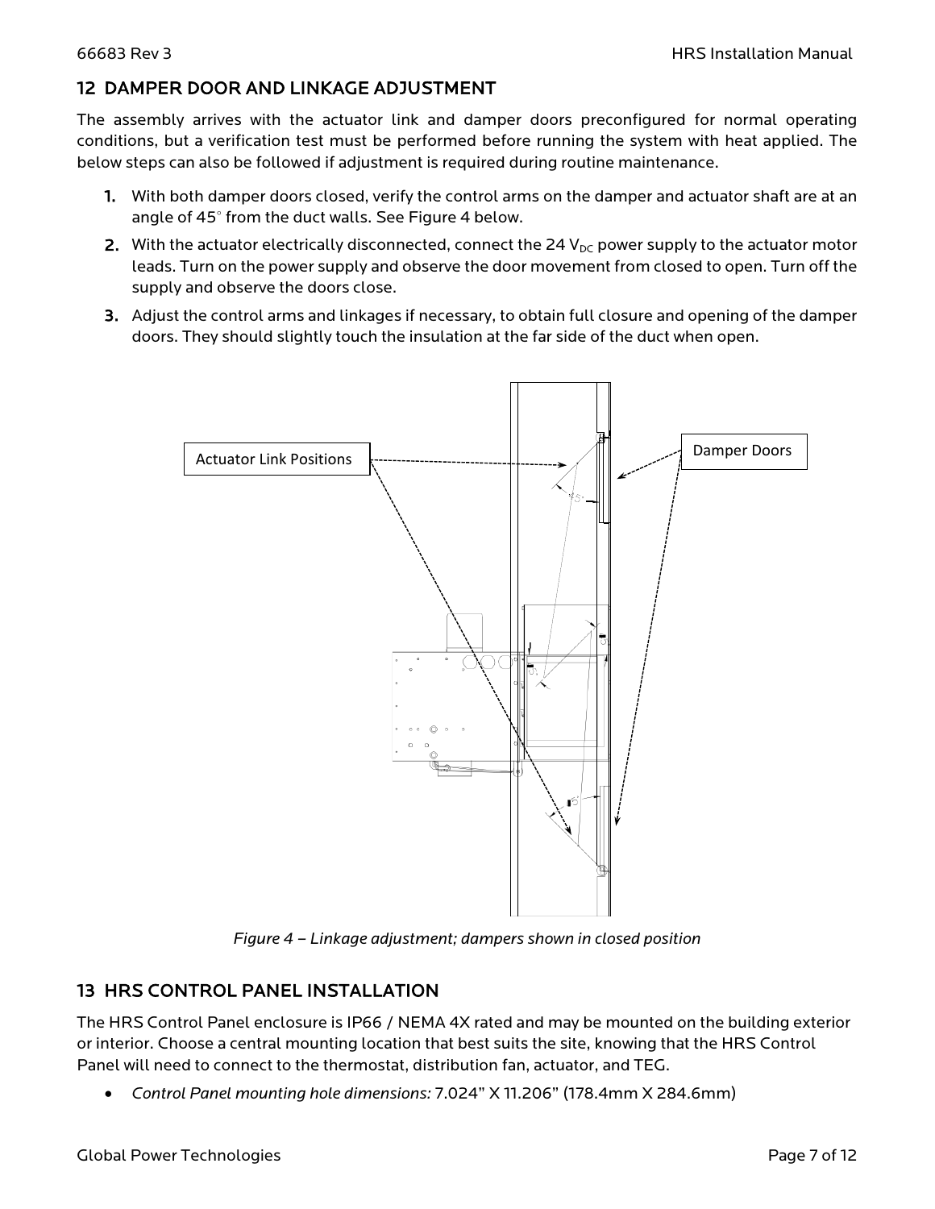## 12 DAMPER DOOR AND LINKAGE ADJUSTMENT

The assembly arrives with the actuator link and damper doors preconfigured for normal operating conditions, but a verification test must be performed before running the system with heat applied. The below steps can also be followed if adjustment is required during routine maintenance.

1. With both damper doors closed, verify the control arms on the damper and actuator shaft are at an angle of 45° from the duct walls. See Figure 4 below.
2. With the actuator electrically disconnected, connect the 24 $V_{DC}$ power supply to the actuator motor leads. Turn on the power supply and observe the door movement from closed to open. Turn off the supply and observe the doors close.
3. Adjust the control arms and linkages if necessary, to obtain full closure and opening of the damper doors. They should slightly touch the insulation at the far side of the duct when open.

*Figure 4 – Linkage adjustment; dampers shown in closed position*

## 13 HRS CONTROL PANEL INSTALLATION

The HRS Control Panel enclosure is IP66 / NEMA 4X rated and may be mounted on the building exterior or interior. Choose a central mounting location that best suits the site, knowing that the HRS Control Panel will need to connect to the thermostat, distribution fan, actuator, and TEG.

- *Control Panel mounting hole dimensions:* 7.024" X 11.206" (178.4mm X 284.6mm)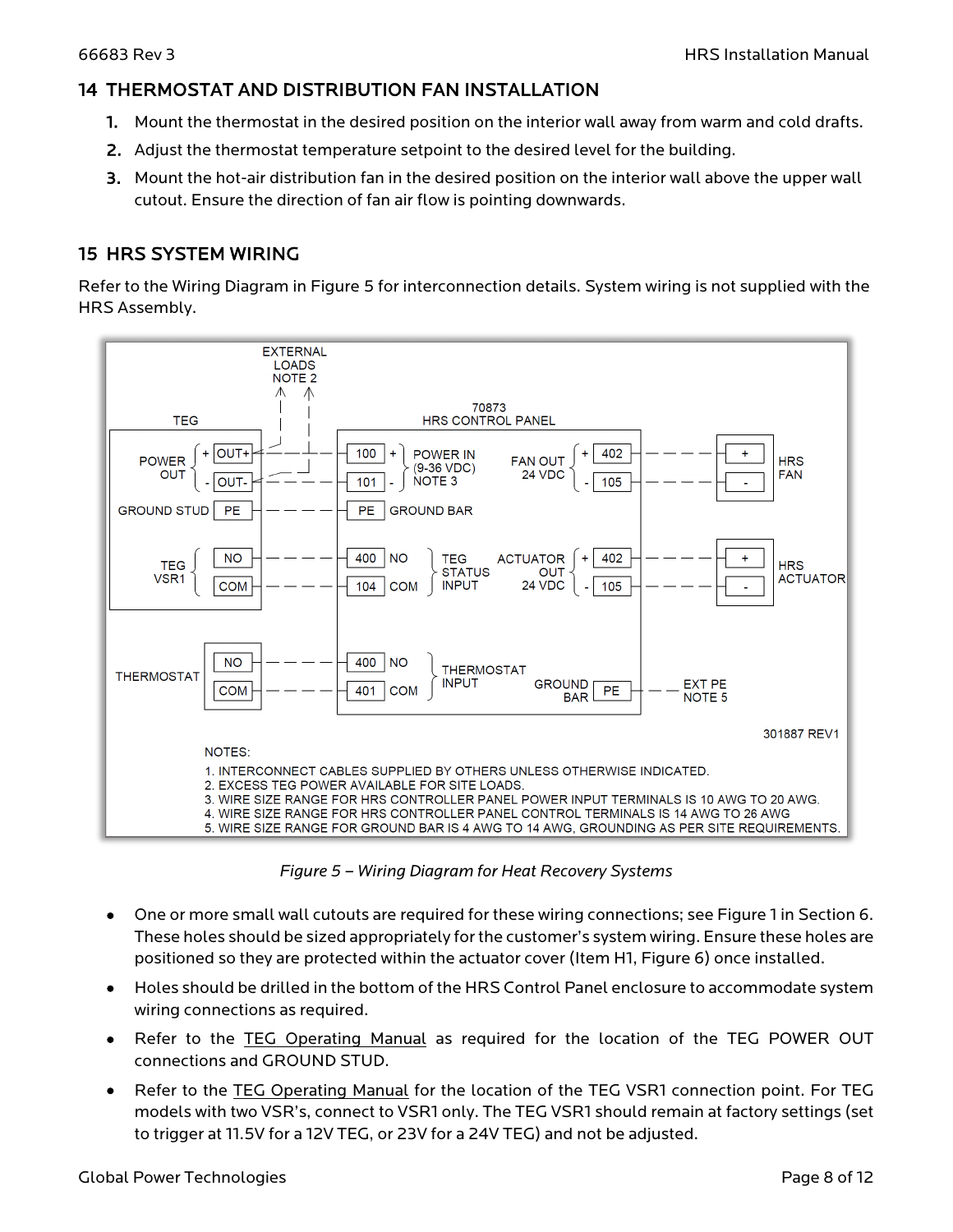## 14 THERMOSTAT AND DISTRIBUTION FAN INSTALLATION

1. Mount the thermostat in the desired position on the interior wall away from warm and cold drafts.
2. Adjust the thermostat temperature setpoint to the desired level for the building.
3. Mount the hot-air distribution fan in the desired position on the interior wall above the upper wall cutout. Ensure the direction of fan air flow is pointing downwards.

## 15 HRS SYSTEM WIRING

Refer to the Wiring Diagram in Figure 5 for interconnection details. System wiring is not supplied with the HRS Assembly.

NOTES:

1. INTERCONNECT CABLES SUPPLIED BY OTHERS UNLESS OTHERWISE INDICATED.
2. EXCESS TEG POWER AVAILABLE FOR SITE LOADS.
3. WIRE SIZE RANGE FOR HRS CONTROLLER PANEL POWER INPUT TERMINALS IS 10 AWG TO 20 AWG.
4. WIRE SIZE RANGE FOR HRS CONTROLLER PANEL CONTROL TERMINALS IS 14 AWG TO 26 AWG
5. WIRE SIZE RANGE FOR GROUND BAR IS 4 AWG TO 14 AWG, GROUNDING AS PER SITE REQUIREMENTS.

*Figure 5 – Wiring Diagram for Heat Recovery Systems*

- One or more small wall cutouts are required for these wiring connections; see Figure 1 in Section 6. These holes should be sized appropriately for the customer's system wiring. Ensure these holes are positioned so they are protected within the actuator cover (Item H1, Figure 6) once installed.
- Holes should be drilled in the bottom of the HRS Control Panel enclosure to accommodate system wiring connections as required.
- Refer to the TEG Operating Manual as required for the location of the TEG POWER OUT connections and GROUND STUD.
- Refer to the TEG Operating Manual for the location of the TEG VSR1 connection point. For TEG models with two VSR's, connect to VSR1 only. The TEG VSR1 should remain at factory settings (set to trigger at 11.5V for a 12V TEG, or 23V for a 24V TEG) and not be adjusted.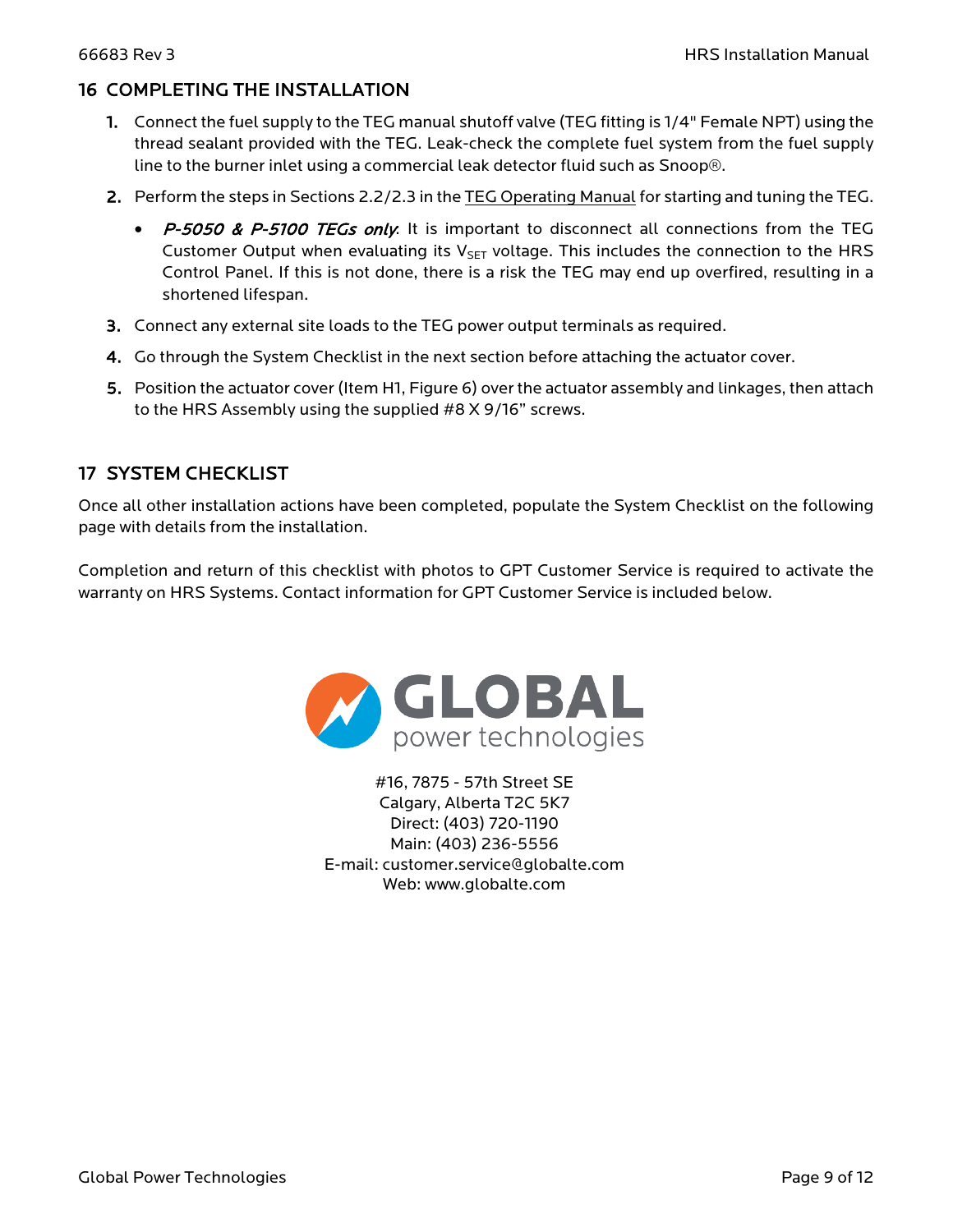## 16 COMPLETING THE INSTALLATION

1. Connect the fuel supply to the TEG manual shutoff valve (TEG fitting is 1/4" Female NPT) using the thread sealant provided with the TEG. Leak-check the complete fuel system from the fuel supply line to the burner inlet using a commercial leak detector fluid such as Snoop®.
2. Perform the steps in Sections 2.2/2.3 in the TEG Operating Manual for starting and tuning the TEG.
   - *P-5050 & P-5100 TEGs only*: It is important to disconnect all connections from the TEG Customer Output when evaluating its $V_{SET}$ voltage. This includes the connection to the HRS Control Panel. If this is not done, there is a risk the TEG may end up overfired, resulting in a shortened lifespan.
3. Connect any external site loads to the TEG power output terminals as required.
4. Go through the System Checklist in the next section before attaching the actuator cover.
5. Position the actuator cover (Item H1, Figure 6) over the actuator assembly and linkages, then attach to the HRS Assembly using the supplied #8 X 9/16" screws.

## 17 SYSTEM CHECKLIST

Once all other installation actions have been completed, populate the System Checklist on the following page with details from the installation.

Completion and return of this checklist with photos to GPT Customer Service is required to activate the warranty on HRS Systems. Contact information for GPT Customer Service is included below.

GLOBAL power technologies

#16, 7875 - 57th Street SE
Calgary, Alberta T2C 5K7
Direct: (403) 720-1190
Main: (403) 236-5556
E-mail: customer.service@globalte.com
Web: www.globalte.com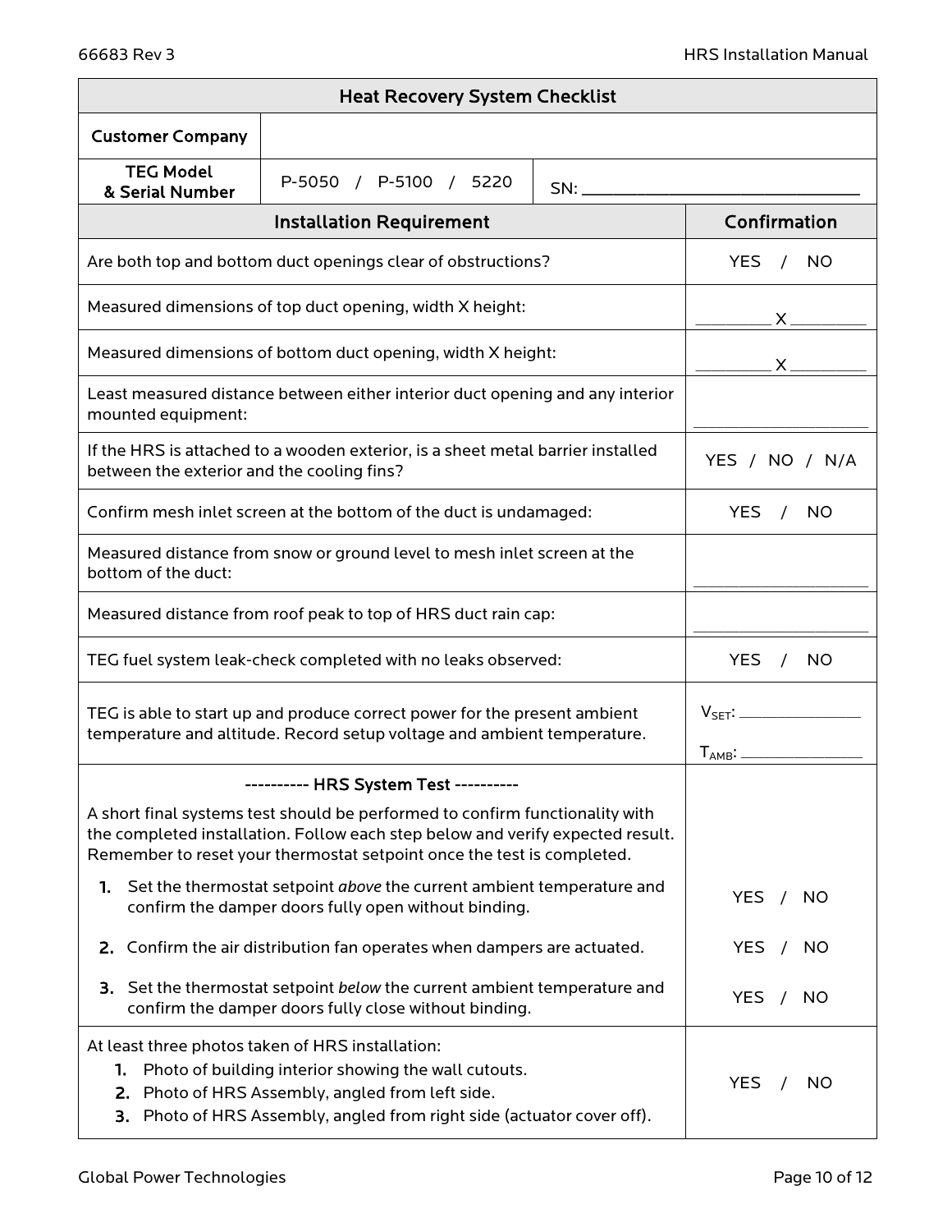| Heat Recovery System Checklist | | |
|---|---|---|
| **Customer Company** | | |
| **TEG Model & Serial Number** | P-5050 / P-5100 / 5220 | SN: ____________ |

| Installation Requirement | Confirmation |
|---|---|
| Are both top and bottom duct openings clear of obstructions? | YES / NO |
| Measured dimensions of top duct opening, width X height: | ________ X ________ |
| Measured dimensions of bottom duct opening, width X height: | ________ X ________ |
| Least measured distance between either interior duct opening and any interior mounted equipment: | ____________ |
| If the HRS is attached to a wooden exterior, is a sheet metal barrier installed between the exterior and the cooling fins? | YES / NO / N/A |
| Confirm mesh inlet screen at the bottom of the duct is undamaged: | YES / NO |
| Measured distance from snow or ground level to mesh inlet screen at the bottom of the duct: | ____________ |
| Measured distance from roof peak to top of HRS duct rain cap: | ____________ |
| TEG fuel system leak-check completed with no leaks observed: | YES / NO |
| TEG is able to start up and produce correct power for the present ambient temperature and altitude. Record setup voltage and ambient temperature. | $V_{SET}$: ________ <br> $T_{AMB}$: ________ |
| ---------- **HRS System Test** ---------- <br> A short final systems test should be performed to confirm functionality with the completed installation. Follow each step below and verify expected result. Remember to reset your thermostat setpoint once the test is completed. | |
| 1. Set the thermostat setpoint *above* the current ambient temperature and confirm the damper doors fully open without binding. | YES / NO |
| 2. Confirm the air distribution fan operates when dampers are actuated. | YES / NO |
| 3. Set the thermostat setpoint *below* the current ambient temperature and confirm the damper doors fully close without binding. | YES / NO |
| At least three photos taken of HRS installation: <br> 1. Photo of building interior showing the wall cutouts. <br> 2. Photo of HRS Assembly, angled from left side. <br> 3. Photo of HRS Assembly, angled from right side (actuator cover off). | YES / NO |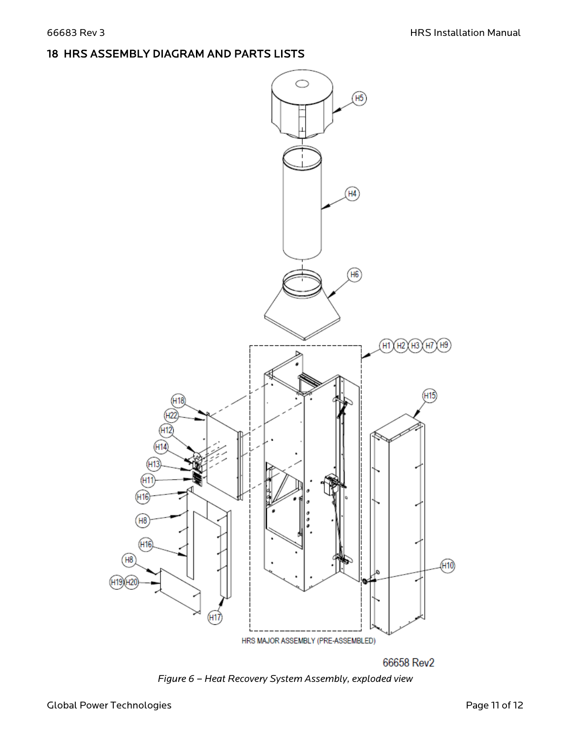## 18 HRS ASSEMBLY DIAGRAM AND PARTS LISTS

*Figure 6 – Heat Recovery System Assembly, exploded view*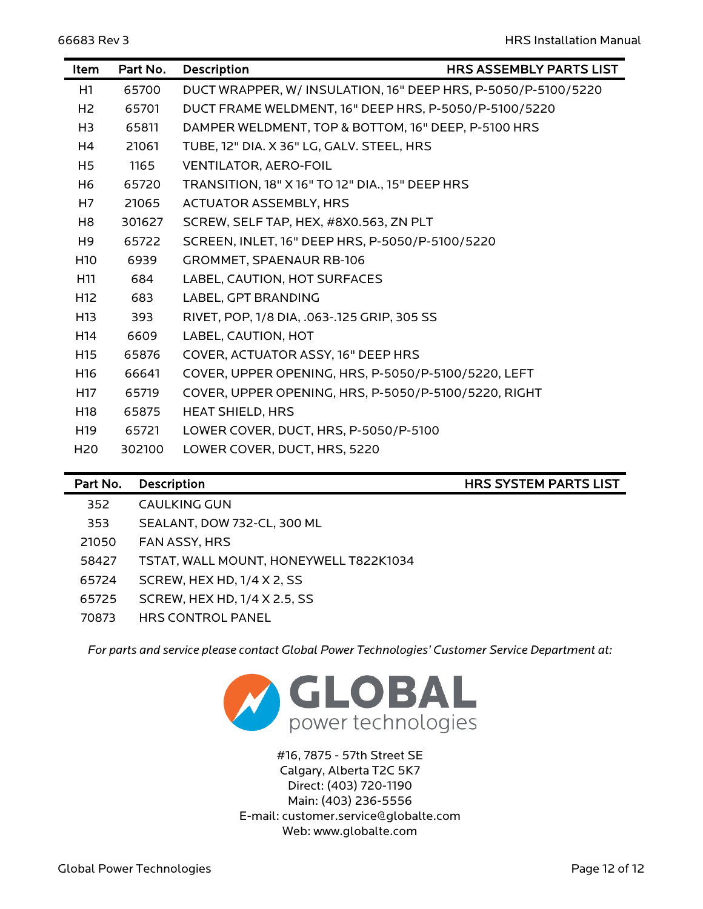| Item | Part No. | Description | HRS ASSEMBLY PARTS LIST |
|---|---|---|---|
| H1 | 65700 | DUCT WRAPPER, W/ INSULATION, 16" DEEP HRS, P-5050/P-5100/5220 | |
| H2 | 65701 | DUCT FRAME WELDMENT, 16" DEEP HRS, P-5050/P-5100/5220 | |
| H3 | 65811 | DAMPER WELDMENT, TOP & BOTTOM, 16" DEEP, P-5100 HRS | |
| H4 | 21061 | TUBE, 12" DIA. X 36" LG, GALV. STEEL, HRS | |
| H5 | 1165 | VENTILATOR, AERO-FOIL | |
| H6 | 65720 | TRANSITION, 18" X 16" TO 12" DIA., 15" DEEP HRS | |
| H7 | 21065 | ACTUATOR ASSEMBLY, HRS | |
| H8 | 301627 | SCREW, SELF TAP, HEX, #8X0.563, ZN PLT | |
| H9 | 65722 | SCREEN, INLET, 16" DEEP HRS, P-5050/P-5100/5220 | |
| H10 | 6939 | GROMMET, SPAENAUR RB-106 | |
| H11 | 684 | LABEL, CAUTION, HOT SURFACES | |
| H12 | 683 | LABEL, GPT BRANDING | |
| H13 | 393 | RIVET, POP, 1/8 DIA, .063-.125 GRIP, 305 SS | |
| H14 | 6609 | LABEL, CAUTION, HOT | |
| H15 | 65876 | COVER, ACTUATOR ASSY, 16" DEEP HRS | |
| H16 | 66641 | COVER, UPPER OPENING, HRS, P-5050/P-5100/5220, LEFT | |
| H17 | 65719 | COVER, UPPER OPENING, HRS, P-5050/P-5100/5220, RIGHT | |
| H18 | 65875 | HEAT SHIELD, HRS | |
| H19 | 65721 | LOWER COVER, DUCT, HRS, P-5050/P-5100 | |
| H20 | 302100 | LOWER COVER, DUCT, HRS, 5220 | |

| Part No. | Description | HRS SYSTEM PARTS LIST |
|---|---|---|
| 352 | CAULKING GUN | |
| 353 | SEALANT, DOW 732-CL, 300 ML | |
| 21050 | FAN ASSY, HRS | |
| 58427 | TSTAT, WALL MOUNT, HONEYWELL T822K1034 | |
| 65724 | SCREW, HEX HD, 1/4 X 2, SS | |
| 65725 | SCREW, HEX HD, 1/4 X 2.5, SS | |
| 70873 | HRS CONTROL PANEL | |

*For parts and service please contact Global Power Technologies' Customer Service Department at:*

GLOBAL
power technologies

#16, 7875 - 57th Street SE
Calgary, Alberta T2C 5K7
Direct: (403) 720-1190
Main: (403) 236-5556
E-mail: customer.service@globalte.com
Web: www.globalte.com